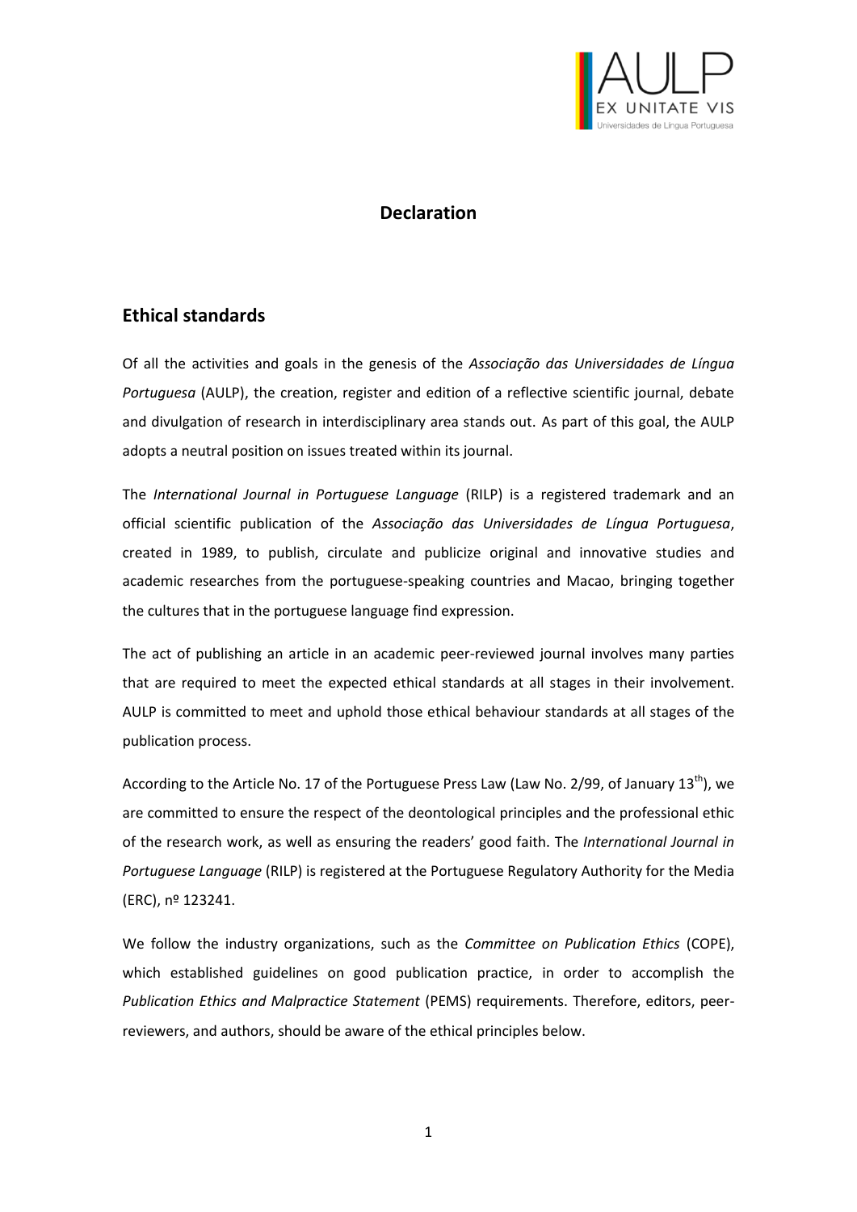# Declaration

## Ethical standards

Of all the activities and goals in the genesis of the *Associação das Universidades de Língua Portuguesa* (AULP), the creation, register and edition of a reflective scientific journal, debate and divulgation of research in interdisciplinary area stands out. As part of this goal, the AULP adopts a neutral position on issues treated within its journal.

The *International Journal in Portuguese Language* (RILP) is a registered trademark and an official scientific publication of the *Associação das Universidades de Língua Portuguesa*, created in 1989, to publish, circulate and publicize original and innovative studies and academic researches from the portuguese-speaking countries and Macao, bringing together the cultures that in the portuguese language find expression.

The act of publishing an article in an academic peer-reviewed journal involves many parties that are required to meet the expected ethical standards at all stages in their involvement. AULP is committed to meet and uphold those ethical behaviour standards at all stages of the publication process.

According to the Article No. 17 of the Portuguese Press Law (Law No. 2/99, of January 13th), we are committed to ensure the respect of the deontological principles and the professional ethic of the research work, as well as ensuring the readers' good faith. The *International Journal in Portuguese Language* (RILP) is registered at the Portuguese Regulatory Authority for the Media (ERC), nº 123241.

We follow the industry organizations, such as the *Committee on Publication Ethics* (COPE), which established guidelines on good publication practice, in order to accomplish the *Publication Ethics and Malpractice Statement* (PEMS) requirements. Therefore, editors, peer-reviewers, and authors, should be aware of the ethical principles below.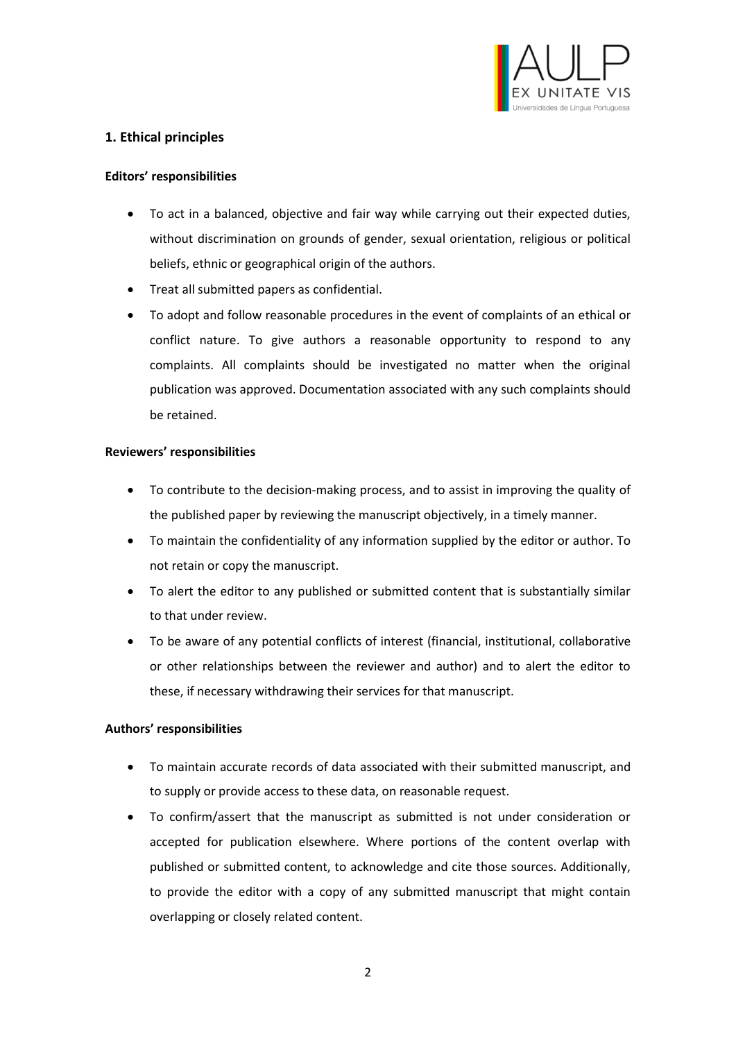## 1. Ethical principles

**Editors' responsibilities**

- To act in a balanced, objective and fair way while carrying out their expected duties, without discrimination on grounds of gender, sexual orientation, religious or political beliefs, ethnic or geographical origin of the authors.
- Treat all submitted papers as confidential.
- To adopt and follow reasonable procedures in the event of complaints of an ethical or conflict nature. To give authors a reasonable opportunity to respond to any complaints. All complaints should be investigated no matter when the original publication was approved. Documentation associated with any such complaints should be retained.

**Reviewers' responsibilities**

- To contribute to the decision-making process, and to assist in improving the quality of the published paper by reviewing the manuscript objectively, in a timely manner.
- To maintain the confidentiality of any information supplied by the editor or author. To not retain or copy the manuscript.
- To alert the editor to any published or submitted content that is substantially similar to that under review.
- To be aware of any potential conflicts of interest (financial, institutional, collaborative or other relationships between the reviewer and author) and to alert the editor to these, if necessary withdrawing their services for that manuscript.

**Authors' responsibilities**

- To maintain accurate records of data associated with their submitted manuscript, and to supply or provide access to these data, on reasonable request.
- To confirm/assert that the manuscript as submitted is not under consideration or accepted for publication elsewhere. Where portions of the content overlap with published or submitted content, to acknowledge and cite those sources. Additionally, to provide the editor with a copy of any submitted manuscript that might contain overlapping or closely related content.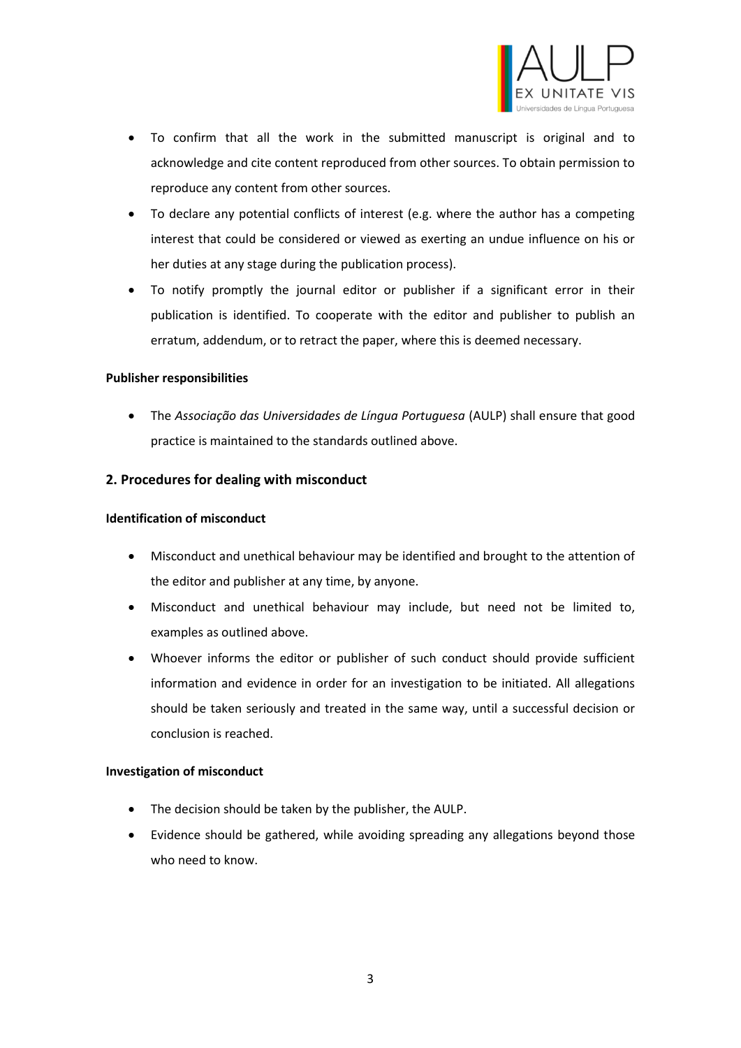- To confirm that all the work in the submitted manuscript is original and to acknowledge and cite content reproduced from other sources. To obtain permission to reproduce any content from other sources.
- To declare any potential conflicts of interest (e.g. where the author has a competing interest that could be considered or viewed as exerting an undue influence on his or her duties at any stage during the publication process).
- To notify promptly the journal editor or publisher if a significant error in their publication is identified. To cooperate with the editor and publisher to publish an erratum, addendum, or to retract the paper, where this is deemed necessary.

**Publisher responsibilities**

- The *Associação das Universidades de Língua Portuguesa* (AULP) shall ensure that good practice is maintained to the standards outlined above.

## 2. Procedures for dealing with misconduct

**Identification of misconduct**

- Misconduct and unethical behaviour may be identified and brought to the attention of the editor and publisher at any time, by anyone.
- Misconduct and unethical behaviour may include, but need not be limited to, examples as outlined above.
- Whoever informs the editor or publisher of such conduct should provide sufficient information and evidence in order for an investigation to be initiated. All allegations should be taken seriously and treated in the same way, until a successful decision or conclusion is reached.

**Investigation of misconduct**

- The decision should be taken by the publisher, the AULP.
- Evidence should be gathered, while avoiding spreading any allegations beyond those who need to know.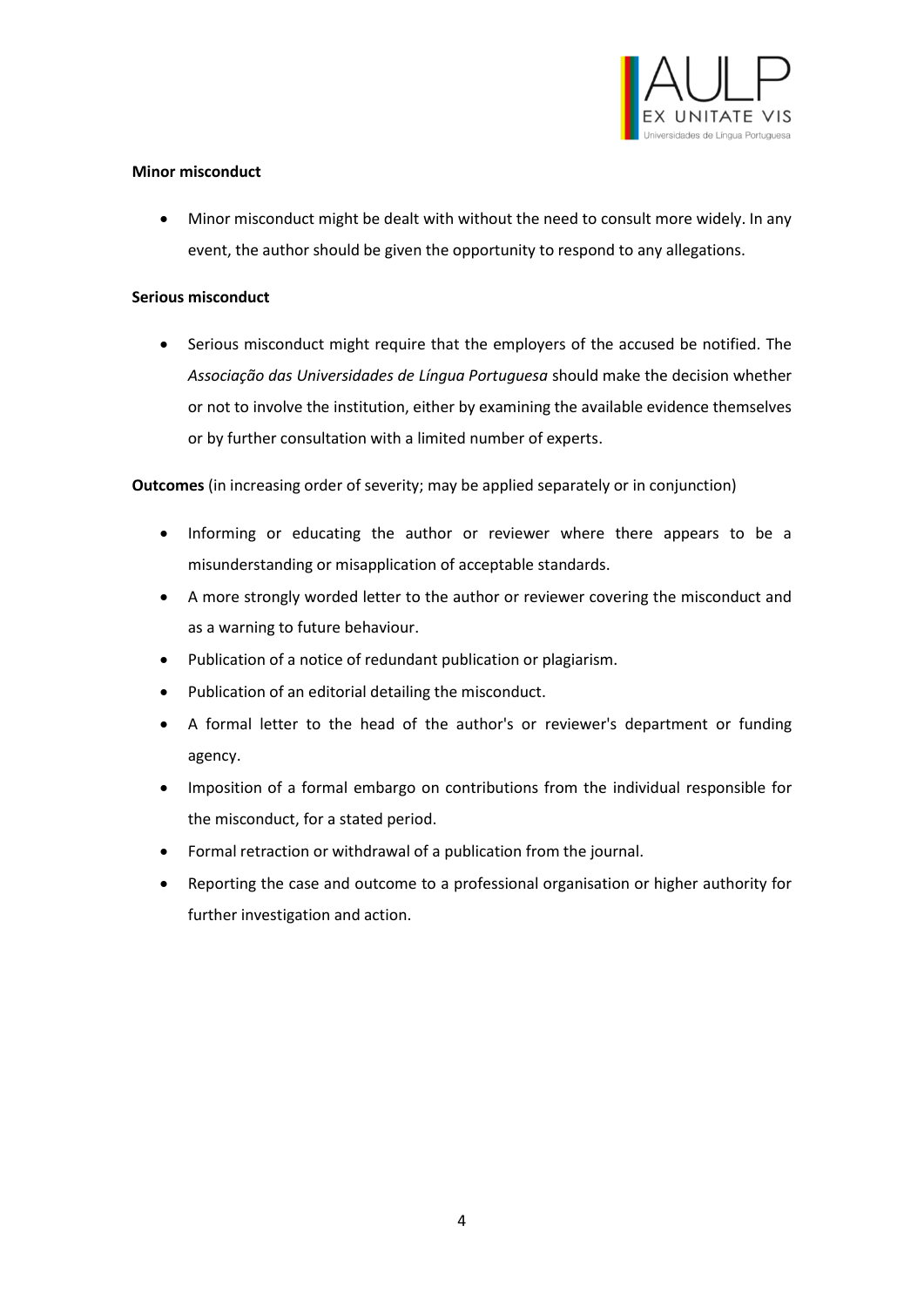**Minor misconduct**

- Minor misconduct might be dealt with without the need to consult more widely. In any event, the author should be given the opportunity to respond to any allegations.

**Serious misconduct**

- Serious misconduct might require that the employers of the accused be notified. The *Associação das Universidades de Língua Portuguesa* should make the decision whether or not to involve the institution, either by examining the available evidence themselves or by further consultation with a limited number of experts.

**Outcomes** (in increasing order of severity; may be applied separately or in conjunction)

- Informing or educating the author or reviewer where there appears to be a misunderstanding or misapplication of acceptable standards.
- A more strongly worded letter to the author or reviewer covering the misconduct and as a warning to future behaviour.
- Publication of a notice of redundant publication or plagiarism.
- Publication of an editorial detailing the misconduct.
- A formal letter to the head of the author's or reviewer's department or funding agency.
- Imposition of a formal embargo on contributions from the individual responsible for the misconduct, for a stated period.
- Formal retraction or withdrawal of a publication from the journal.
- Reporting the case and outcome to a professional organisation or higher authority for further investigation and action.